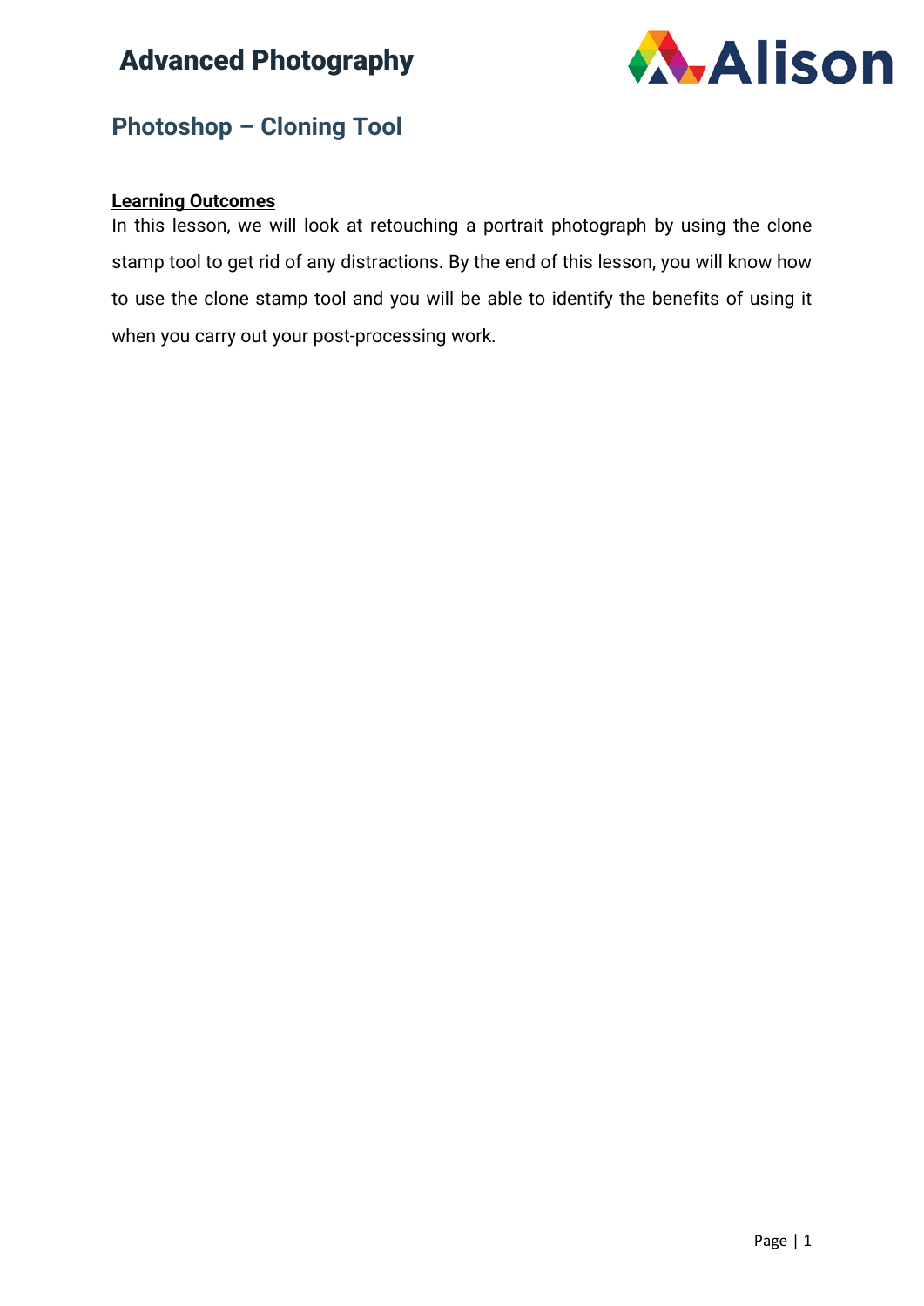# Advanced Photography

## Photoshop – Cloning Tool

**Learning Outcomes**

In this lesson, we will look at retouching a portrait photograph by using the clone stamp tool to get rid of any distractions. By the end of this lesson, you will know how to use the clone stamp tool and you will be able to identify the benefits of using it when you carry out your post-processing work.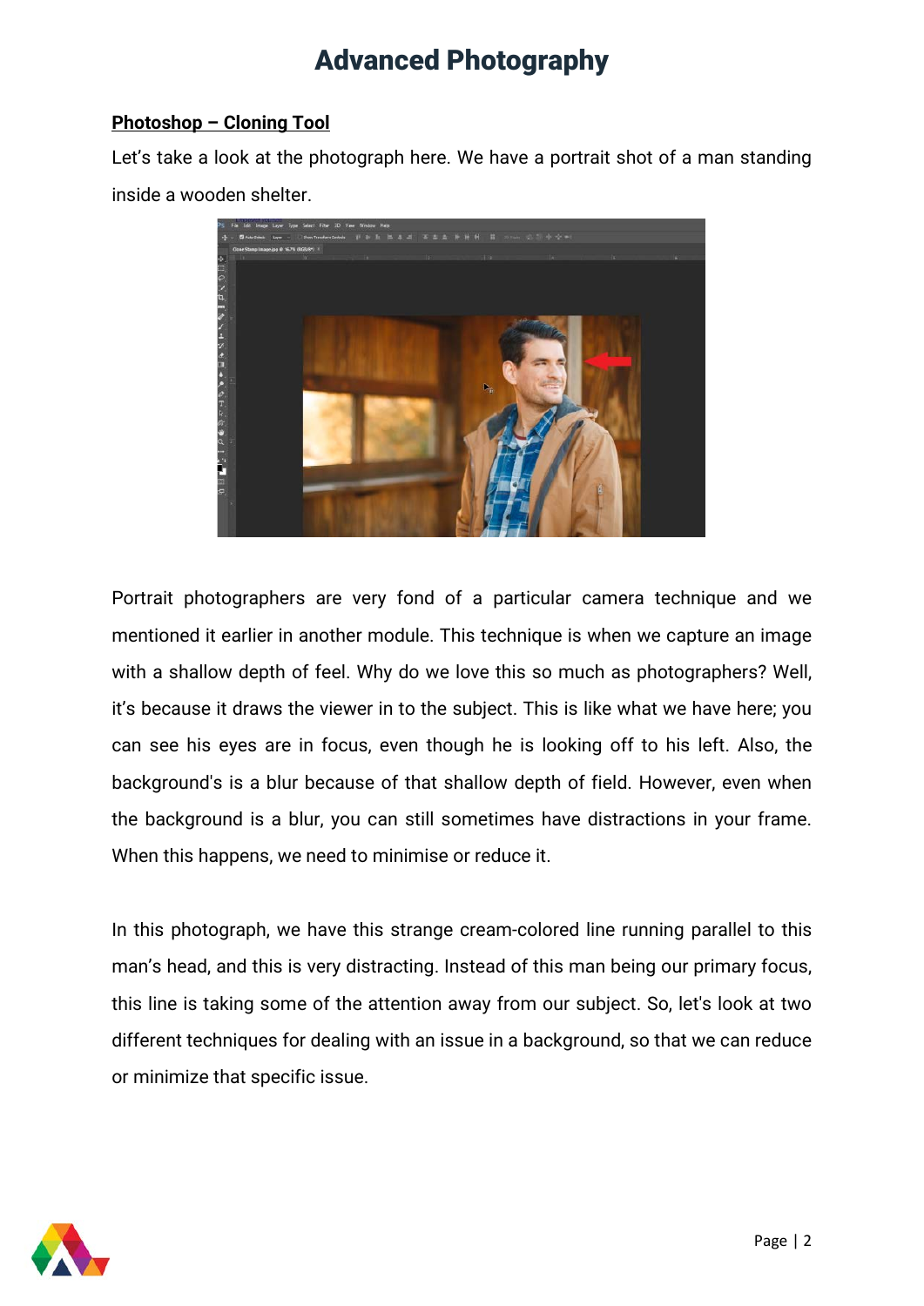# Advanced Photography

**Photoshop – Cloning Tool**

Let's take a look at the photograph here. We have a portrait shot of a man standing inside a wooden shelter.

Portrait photographers are very fond of a particular camera technique and we mentioned it earlier in another module. This technique is when we capture an image with a shallow depth of feel. Why do we love this so much as photographers? Well, it's because it draws the viewer in to the subject. This is like what we have here; you can see his eyes are in focus, even though he is looking off to his left. Also, the background's is a blur because of that shallow depth of field. However, even when the background is a blur, you can still sometimes have distractions in your frame. When this happens, we need to minimise or reduce it.

In this photograph, we have this strange cream-colored line running parallel to this man's head, and this is very distracting. Instead of this man being our primary focus, this line is taking some of the attention away from our subject. So, let's look at two different techniques for dealing with an issue in a background, so that we can reduce or minimize that specific issue.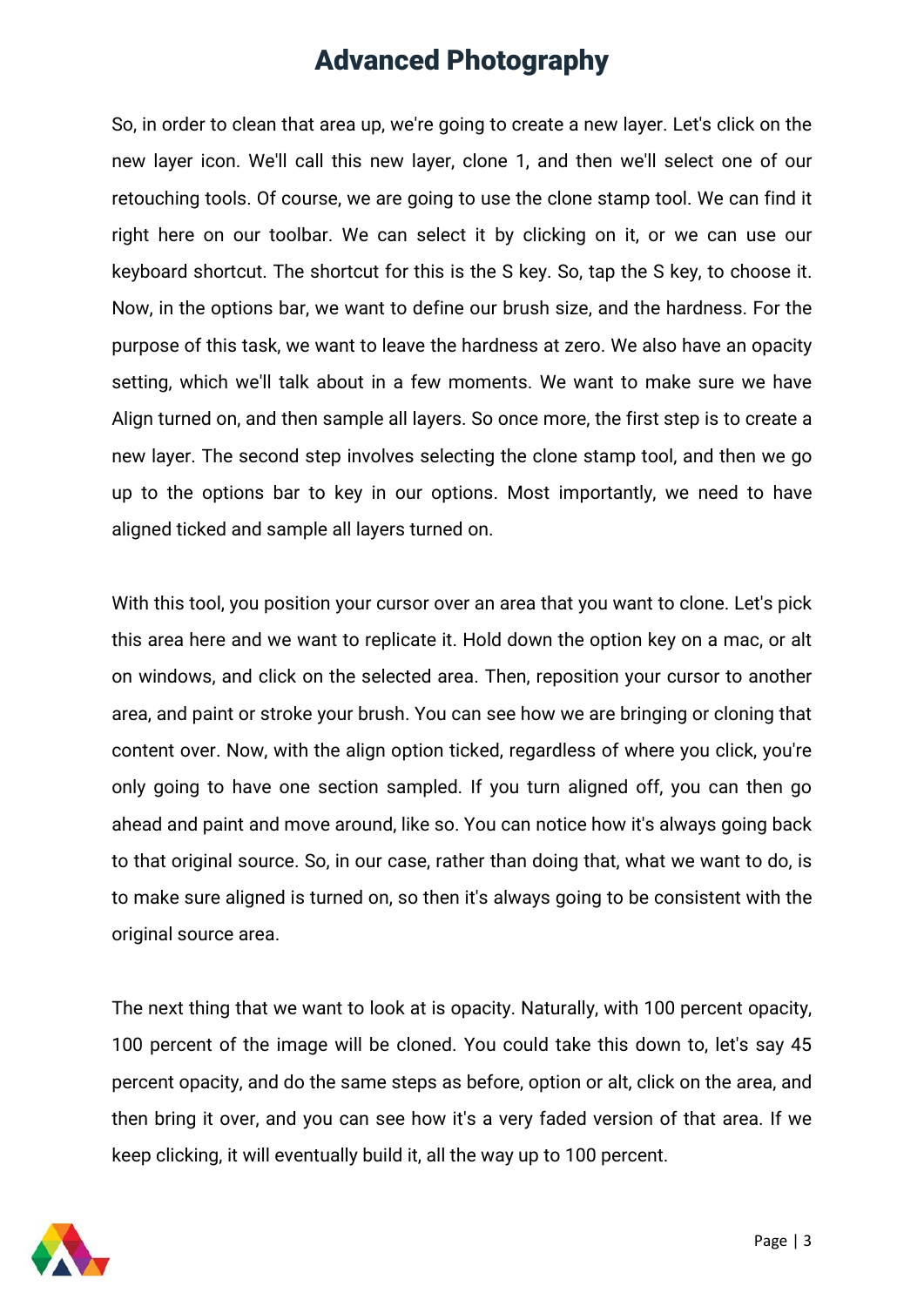So, in order to clean that area up, we're going to create a new layer. Let's click on the new layer icon. We'll call this new layer, clone 1, and then we'll select one of our retouching tools. Of course, we are going to use the clone stamp tool. We can find it right here on our toolbar. We can select it by clicking on it, or we can use our keyboard shortcut. The shortcut for this is the S key. So, tap the S key, to choose it. Now, in the options bar, we want to define our brush size, and the hardness. For the purpose of this task, we want to leave the hardness at zero. We also have an opacity setting, which we'll talk about in a few moments. We want to make sure we have Align turned on, and then sample all layers. So once more, the first step is to create a new layer. The second step involves selecting the clone stamp tool, and then we go up to the options bar to key in our options. Most importantly, we need to have aligned ticked and sample all layers turned on.

With this tool, you position your cursor over an area that you want to clone. Let's pick this area here and we want to replicate it. Hold down the option key on a mac, or alt on windows, and click on the selected area. Then, reposition your cursor to another area, and paint or stroke your brush. You can see how we are bringing or cloning that content over. Now, with the align option ticked, regardless of where you click, you're only going to have one section sampled. If you turn aligned off, you can then go ahead and paint and move around, like so. You can notice how it's always going back to that original source. So, in our case, rather than doing that, what we want to do, is to make sure aligned is turned on, so then it's always going to be consistent with the original source area.

The next thing that we want to look at is opacity. Naturally, with 100 percent opacity, 100 percent of the image will be cloned. You could take this down to, let's say 45 percent opacity, and do the same steps as before, option or alt, click on the area, and then bring it over, and you can see how it's a very faded version of that area. If we keep clicking, it will eventually build it, all the way up to 100 percent.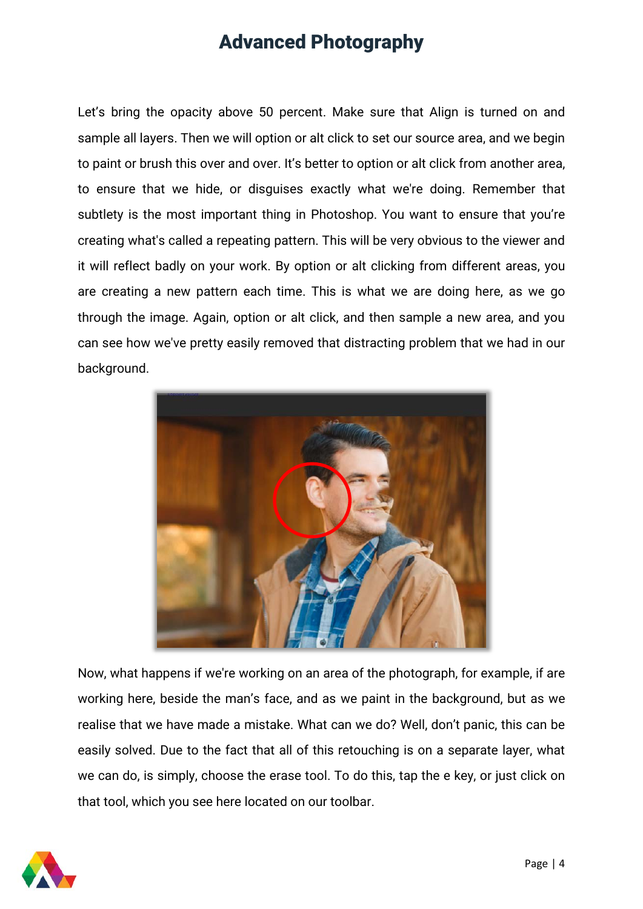Let's bring the opacity above 50 percent. Make sure that Align is turned on and sample all layers. Then we will option or alt click to set our source area, and we begin to paint or brush this over and over. It's better to option or alt click from another area, to ensure that we hide, or disguises exactly what we're doing. Remember that subtlety is the most important thing in Photoshop. You want to ensure that you're creating what's called a repeating pattern. This will be very obvious to the viewer and it will reflect badly on your work. By option or alt clicking from different areas, you are creating a new pattern each time. This is what we are doing here, as we go through the image. Again, option or alt click, and then sample a new area, and you can see how we've pretty easily removed that distracting problem that we had in our background.

Now, what happens if we're working on an area of the photograph, for example, if are working here, beside the man's face, and as we paint in the background, but as we realise that we have made a mistake. What can we do? Well, don't panic, this can be easily solved. Due to the fact that all of this retouching is on a separate layer, what we can do, is simply, choose the erase tool. To do this, tap the e key, or just click on that tool, which you see here located on our toolbar.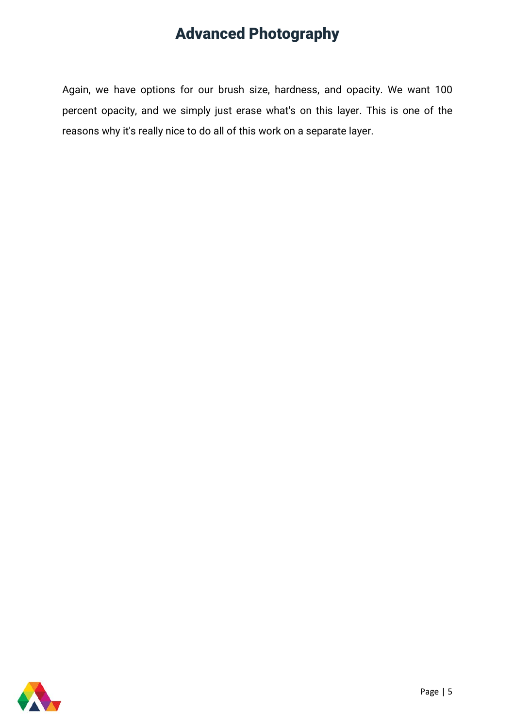Again, we have options for our brush size, hardness, and opacity. We want 100 percent opacity, and we simply just erase what's on this layer. This is one of the reasons why it's really nice to do all of this work on a separate layer.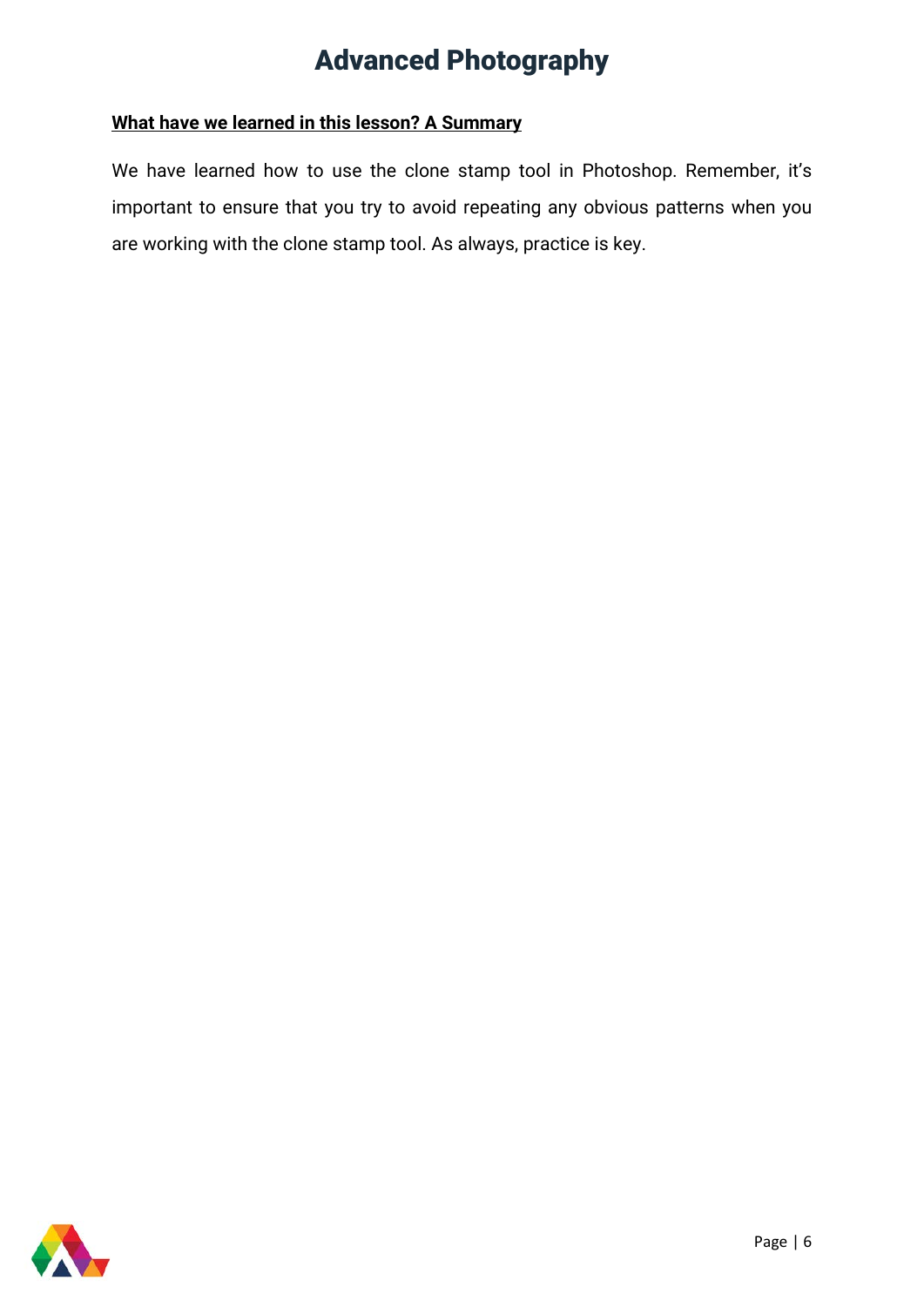**What have we learned in this lesson? A Summary**

We have learned how to use the clone stamp tool in Photoshop. Remember, it's important to ensure that you try to avoid repeating any obvious patterns when you are working with the clone stamp tool. As always, practice is key.